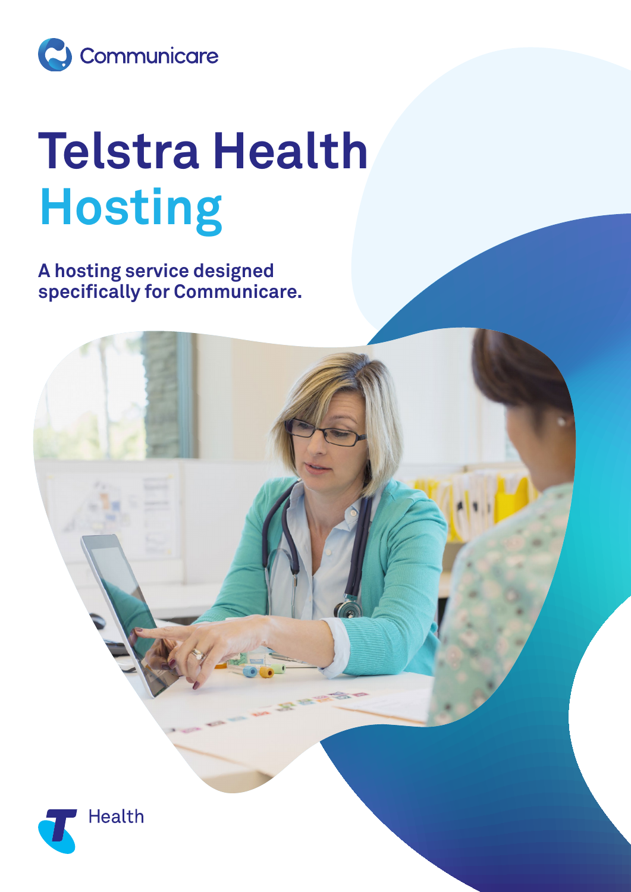Communicare

# Telstra Health Hosting

**A hosting service designed specifically for Communicare.**

Health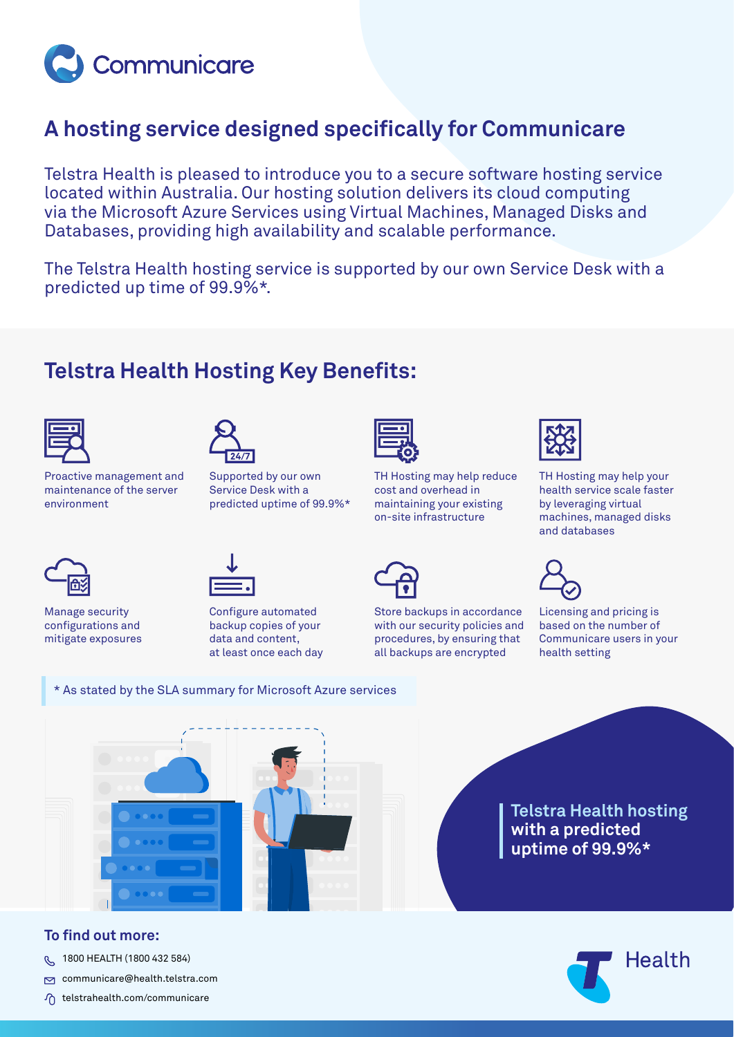Communicare

# A hosting service designed specifically for Communicare

Telstra Health is pleased to introduce you to a secure software hosting service located within Australia. Our hosting solution delivers its cloud computing via the Microsoft Azure Services using Virtual Machines, Managed Disks and Databases, providing high availability and scalable performance.

The Telstra Health hosting service is supported by our own Service Desk with a predicted up time of 99.9%*.

## Telstra Health Hosting Key Benefits:

- Proactive management and maintenance of the server environment
- Supported by our own Service Desk with a predicted uptime of 99.9%*
- TH Hosting may help reduce cost and overhead in maintaining your existing on-site infrastructure
- TH Hosting may help your health service scale faster by leveraging virtual machines, managed disks and databases
- Manage security configurations and mitigate exposures
- Configure automated backup copies of your data and content, at least once each day
- Store backups in accordance with our security policies and procedures, by ensuring that all backups are encrypted
- Licensing and pricing is based on the number of Communicare users in your health setting

* As stated by the SLA summary for Microsoft Azure services

**Telstra Health hosting with a predicted uptime of 99.9%***

### To find out more:

1800 HEALTH (1800 432 584)

communicare@health.telstra.com

telstrahealth.com/communicare

Health